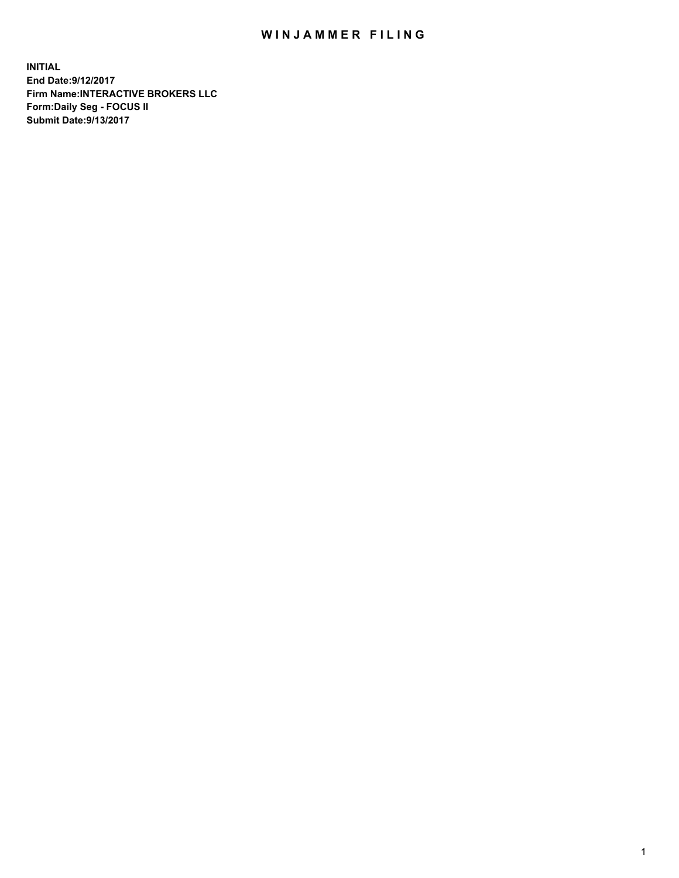# WINJAMMER FILING

**INITIAL**
**End Date:9/12/2017**
**Firm Name:INTERACTIVE BROKERS LLC**
**Form:Daily Seg - FOCUS II**
**Submit Date:9/13/2017**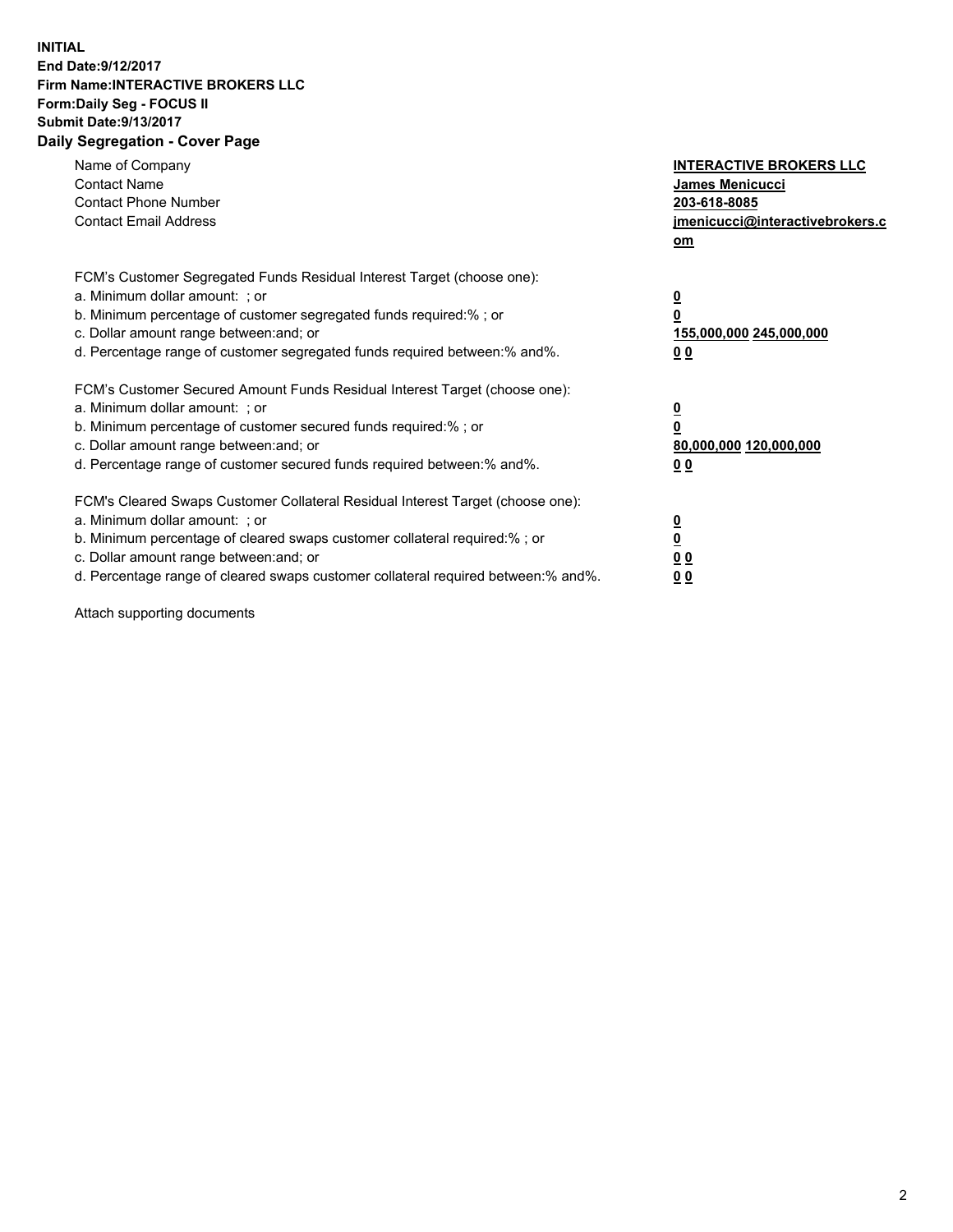**INITIAL**
**End Date:9/12/2017**
**Firm Name:INTERACTIVE BROKERS LLC**
**Form:Daily Seg - FOCUS II**
**Submit Date:9/13/2017**
**Daily Segregation - Cover Page**

| | |
|---|---|
| Name of Company | **INTERACTIVE BROKERS LLC** |
| Contact Name | **James Menicucci** |
| Contact Phone Number | **203-618-8085** |
| Contact Email Address | **jmenicucci@interactivebrokers.com** |

FCM's Customer Segregated Funds Residual Interest Target (choose one):

| | |
|---|---|
| a. Minimum dollar amount: ; or | **0** |
| b. Minimum percentage of customer segregated funds required:% ; or | **0** |
| c. Dollar amount range between:and; or | **155,000,000 245,000,000** |
| d. Percentage range of customer segregated funds required between:% and%. | **0 0** |

FCM's Customer Secured Amount Funds Residual Interest Target (choose one):

| | |
|---|---|
| a. Minimum dollar amount: ; or | **0** |
| b. Minimum percentage of customer secured funds required:% ; or | **0** |
| c. Dollar amount range between:and; or | **80,000,000 120,000,000** |
| d. Percentage range of customer secured funds required between:% and%. | **0 0** |

FCM's Cleared Swaps Customer Collateral Residual Interest Target (choose one):

| | |
|---|---|
| a. Minimum dollar amount: ; or | **0** |
| b. Minimum percentage of cleared swaps customer collateral required:% ; or | **0** |
| c. Dollar amount range between:and; or | **0 0** |
| d. Percentage range of cleared swaps customer collateral required between:% and%. | **0 0** |

Attach supporting documents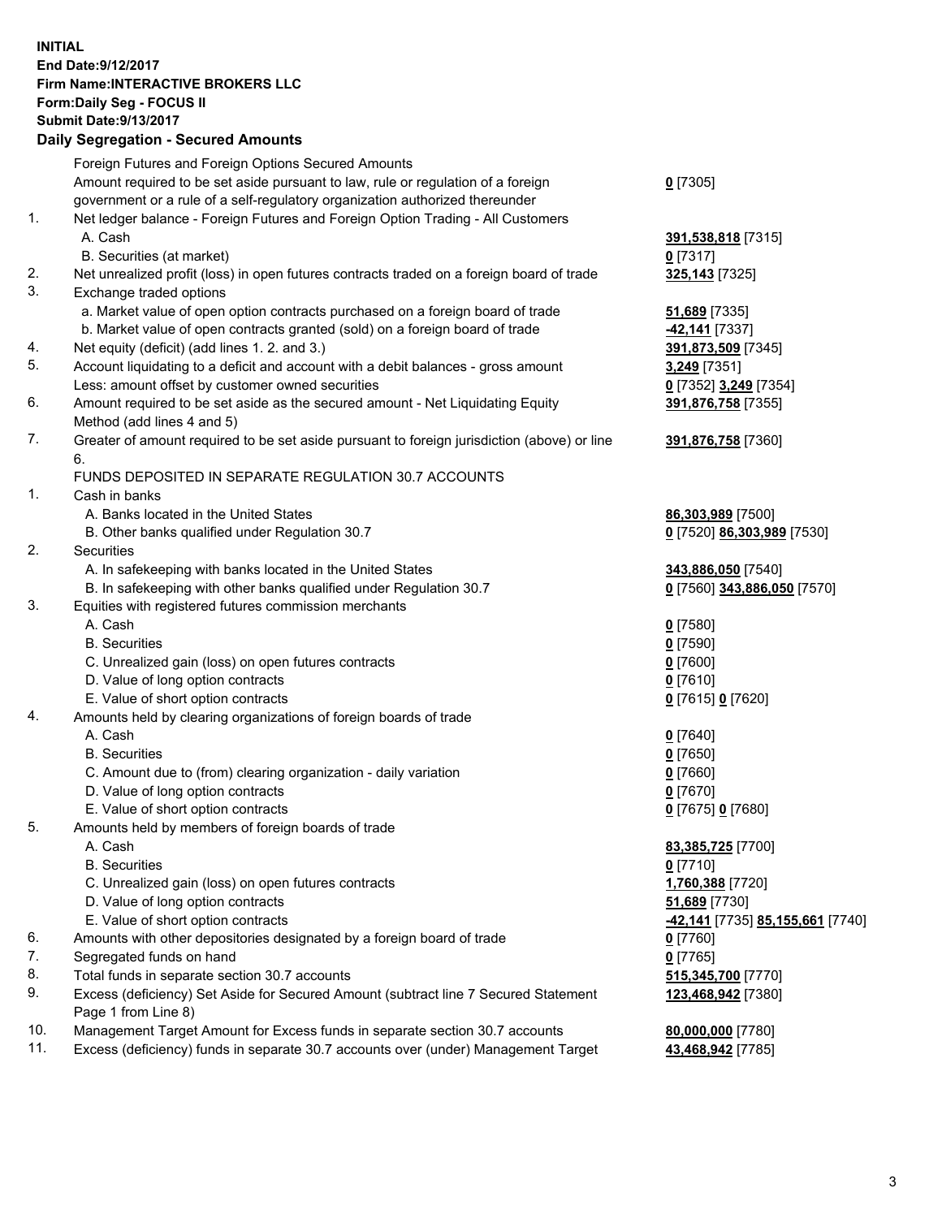**INITIAL**
**End Date:9/12/2017**
**Firm Name:INTERACTIVE BROKERS LLC**
**Form:Daily Seg - FOCUS II**
**Submit Date:9/13/2017**

## Daily Segregation - Secured Amounts

| | | |
|---|---|---|
| | Foreign Futures and Foreign Options Secured Amounts | |
| | Amount required to be set aside pursuant to law, rule or regulation of a foreign government or a rule of a self-regulatory organization authorized thereunder | **0** [7305] |
| 1. | Net ledger balance - Foreign Futures and Foreign Option Trading - All Customers | |
| | A. Cash | **391,538,818** [7315] |
| | B. Securities (at market) | **0** [7317] |
| 2. | Net unrealized profit (loss) in open futures contracts traded on a foreign board of trade | **325,143** [7325] |
| 3. | Exchange traded options | |
| | a. Market value of open option contracts purchased on a foreign board of trade | **51,689** [7335] |
| | b. Market value of open contracts granted (sold) on a foreign board of trade | **-42,141** [7337] |
| 4. | Net equity (deficit) (add lines 1. 2. and 3.) | **391,873,509** [7345] |
| 5. | Account liquidating to a deficit and account with a debit balances - gross amount | **3,249** [7351] |
| | Less: amount offset by customer owned securities | **0** [7352] **3,249** [7354] |
| 6. | Amount required to be set aside as the secured amount - Net Liquidating Equity Method (add lines 4 and 5) | **391,876,758** [7355] |
| 7. | Greater of amount required to be set aside pursuant to foreign jurisdiction (above) or line 6. | **391,876,758** [7360] |
| | FUNDS DEPOSITED IN SEPARATE REGULATION 30.7 ACCOUNTS | |
| 1. | Cash in banks | |
| | A. Banks located in the United States | **86,303,989** [7500] |
| | B. Other banks qualified under Regulation 30.7 | **0** [7520] **86,303,989** [7530] |
| 2. | Securities | |
| | A. In safekeeping with banks located in the United States | **343,886,050** [7540] |
| | B. In safekeeping with other banks qualified under Regulation 30.7 | **0** [7560] **343,886,050** [7570] |
| 3. | Equities with registered futures commission merchants | |
| | A. Cash | **0** [7580] |
| | B. Securities | **0** [7590] |
| | C. Unrealized gain (loss) on open futures contracts | **0** [7600] |
| | D. Value of long option contracts | **0** [7610] |
| | E. Value of short option contracts | **0** [7615] **0** [7620] |
| 4. | Amounts held by clearing organizations of foreign boards of trade | |
| | A. Cash | **0** [7640] |
| | B. Securities | **0** [7650] |
| | C. Amount due to (from) clearing organization - daily variation | **0** [7660] |
| | D. Value of long option contracts | **0** [7670] |
| | E. Value of short option contracts | **0** [7675] **0** [7680] |
| 5. | Amounts held by members of foreign boards of trade | |
| | A. Cash | **83,385,725** [7700] |
| | B. Securities | **0** [7710] |
| | C. Unrealized gain (loss) on open futures contracts | **1,760,388** [7720] |
| | D. Value of long option contracts | **51,689** [7730] |
| | E. Value of short option contracts | **-42,141** [7735] **85,155,661** [7740] |
| 6. | Amounts with other depositories designated by a foreign board of trade | **0** [7760] |
| 7. | Segregated funds on hand | **0** [7765] |
| 8. | Total funds in separate section 30.7 accounts | **515,345,700** [7770] |
| 9. | Excess (deficiency) Set Aside for Secured Amount (subtract line 7 Secured Statement Page 1 from Line 8) | **123,468,942** [7380] |
| 10. | Management Target Amount for Excess funds in separate section 30.7 accounts | **80,000,000** [7780] |
| 11. | Excess (deficiency) funds in separate 30.7 accounts over (under) Management Target | **43,468,942** [7785] |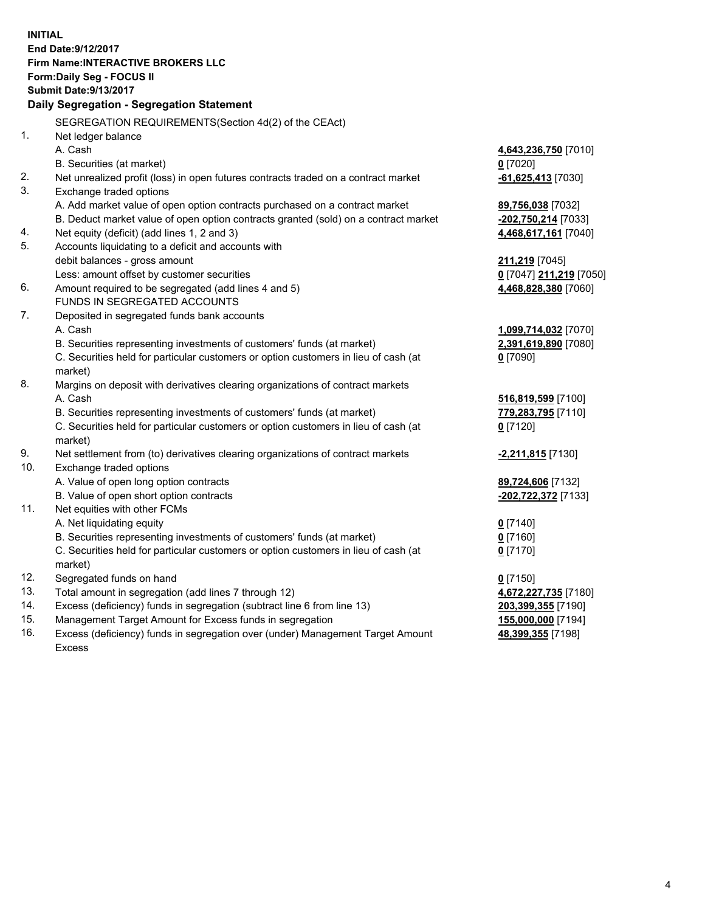**INITIAL**
**End Date:9/12/2017**
**Firm Name:INTERACTIVE BROKERS LLC**
**Form:Daily Seg - FOCUS II**
**Submit Date:9/13/2017**

**Daily Segregation - Segregation Statement**

| | | |
|---|---|---|
| | SEGREGATION REQUIREMENTS(Section 4d(2) of the CEAct) | |
| 1. | Net ledger balance | |
| | A. Cash | **4,643,236,750** [7010] |
| | B. Securities (at market) | **0** [7020] |
| 2. | Net unrealized profit (loss) in open futures contracts traded on a contract market | **-61,625,413** [7030] |
| 3. | Exchange traded options | |
| | A. Add market value of open option contracts purchased on a contract market | **89,756,038** [7032] |
| | B. Deduct market value of open option contracts granted (sold) on a contract market | **-202,750,214** [7033] |
| 4. | Net equity (deficit) (add lines 1, 2 and 3) | **4,468,617,161** [7040] |
| 5. | Accounts liquidating to a deficit and accounts with | |
| | debit balances - gross amount | **211,219** [7045] |
| | Less: amount offset by customer securities | **0** [7047] **211,219** [7050] |
| 6. | Amount required to be segregated (add lines 4 and 5) | **4,468,828,380** [7060] |
| | FUNDS IN SEGREGATED ACCOUNTS | |
| 7. | Deposited in segregated funds bank accounts | |
| | A. Cash | **1,099,714,032** [7070] |
| | B. Securities representing investments of customers' funds (at market) | **2,391,619,890** [7080] |
| | C. Securities held for particular customers or option customers in lieu of cash (at market) | **0** [7090] |
| 8. | Margins on deposit with derivatives clearing organizations of contract markets | |
| | A. Cash | **516,819,599** [7100] |
| | B. Securities representing investments of customers' funds (at market) | **779,283,795** [7110] |
| | C. Securities held for particular customers or option customers in lieu of cash (at market) | **0** [7120] |
| 9. | Net settlement from (to) derivatives clearing organizations of contract markets | **-2,211,815** [7130] |
| 10. | Exchange traded options | |
| | A. Value of open long option contracts | **89,724,606** [7132] |
| | B. Value of open short option contracts | **-202,722,372** [7133] |
| 11. | Net equities with other FCMs | |
| | A. Net liquidating equity | **0** [7140] |
| | B. Securities representing investments of customers' funds (at market) | **0** [7160] |
| | C. Securities held for particular customers or option customers in lieu of cash (at market) | **0** [7170] |
| 12. | Segregated funds on hand | **0** [7150] |
| 13. | Total amount in segregation (add lines 7 through 12) | **4,672,227,735** [7180] |
| 14. | Excess (deficiency) funds in segregation (subtract line 6 from line 13) | **203,399,355** [7190] |
| 15. | Management Target Amount for Excess funds in segregation | **155,000,000** [7194] |
| 16. | Excess (deficiency) funds in segregation over (under) Management Target Amount Excess | **48,399,355** [7198] |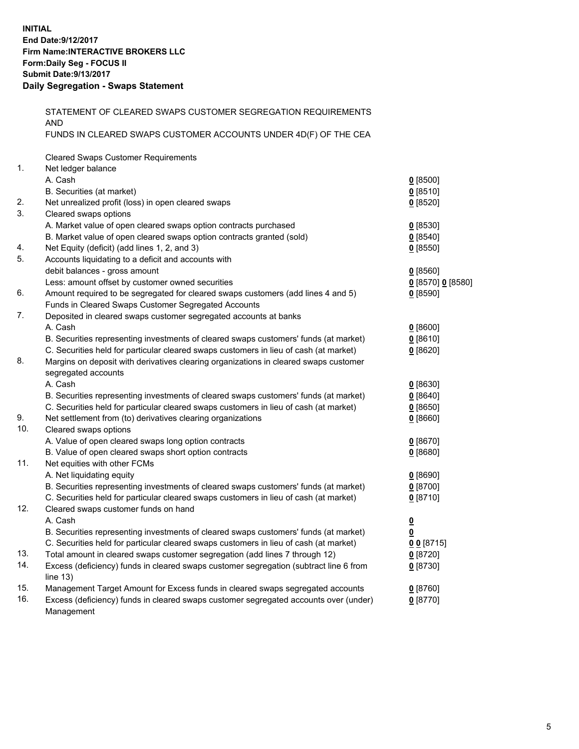**INITIAL**
**End Date:9/12/2017**
**Firm Name:INTERACTIVE BROKERS LLC**
**Form:Daily Seg - FOCUS II**
**Submit Date:9/13/2017**
**Daily Segregation - Swaps Statement**

STATEMENT OF CLEARED SWAPS CUSTOMER SEGREGATION REQUIREMENTS AND FUNDS IN CLEARED SWAPS CUSTOMER ACCOUNTS UNDER 4D(F) OF THE CEA

| | | |
|---|---|---|
| | Cleared Swaps Customer Requirements | |
| 1. | Net ledger balance | |
| | A. Cash | 0 [8500] |
| | B. Securities (at market) | 0 [8510] |
| 2. | Net unrealized profit (loss) in open cleared swaps | 0 [8520] |
| 3. | Cleared swaps options | |
| | A. Market value of open cleared swaps option contracts purchased | 0 [8530] |
| | B. Market value of open cleared swaps option contracts granted (sold) | 0 [8540] |
| 4. | Net Equity (deficit) (add lines 1, 2, and 3) | 0 [8550] |
| 5. | Accounts liquidating to a deficit and accounts with debit balances - gross amount | 0 [8560] |
| | Less: amount offset by customer owned securities | 0 [8570] 0 [8580] |
| 6. | Amount required to be segregated for cleared swaps customers (add lines 4 and 5) | 0 [8590] |
| | Funds in Cleared Swaps Customer Segregated Accounts | |
| 7. | Deposited in cleared swaps customer segregated accounts at banks | |
| | A. Cash | 0 [8600] |
| | B. Securities representing investments of cleared swaps customers' funds (at market) | 0 [8610] |
| | C. Securities held for particular cleared swaps customers in lieu of cash (at market) | 0 [8620] |
| 8. | Margins on deposit with derivatives clearing organizations in cleared swaps customer segregated accounts | |
| | A. Cash | 0 [8630] |
| | B. Securities representing investments of cleared swaps customers' funds (at market) | 0 [8640] |
| | C. Securities held for particular cleared swaps customers in lieu of cash (at market) | 0 [8650] |
| 9. | Net settlement from (to) derivatives clearing organizations | 0 [8660] |
| 10. | Cleared swaps options | |
| | A. Value of open cleared swaps long option contracts | 0 [8670] |
| | B. Value of open cleared swaps short option contracts | 0 [8680] |
| 11. | Net equities with other FCMs | |
| | A. Net liquidating equity | 0 [8690] |
| | B. Securities representing investments of cleared swaps customers' funds (at market) | 0 [8700] |
| | C. Securities held for particular cleared swaps customers in lieu of cash (at market) | 0 [8710] |
| 12. | Cleared swaps customer funds on hand | |
| | A. Cash | 0 |
| | B. Securities representing investments of cleared swaps customers' funds (at market) | 0 |
| | C. Securities held for particular cleared swaps customers in lieu of cash (at market) | 0 0 [8715] |
| 13. | Total amount in cleared swaps customer segregation (add lines 7 through 12) | 0 [8720] |
| 14. | Excess (deficiency) funds in cleared swaps customer segregation (subtract line 6 from line 13) | 0 [8730] |
| 15. | Management Target Amount for Excess funds in cleared swaps segregated accounts | 0 [8760] |
| 16. | Excess (deficiency) funds in cleared swaps customer segregated accounts over (under) Management | 0 [8770] |